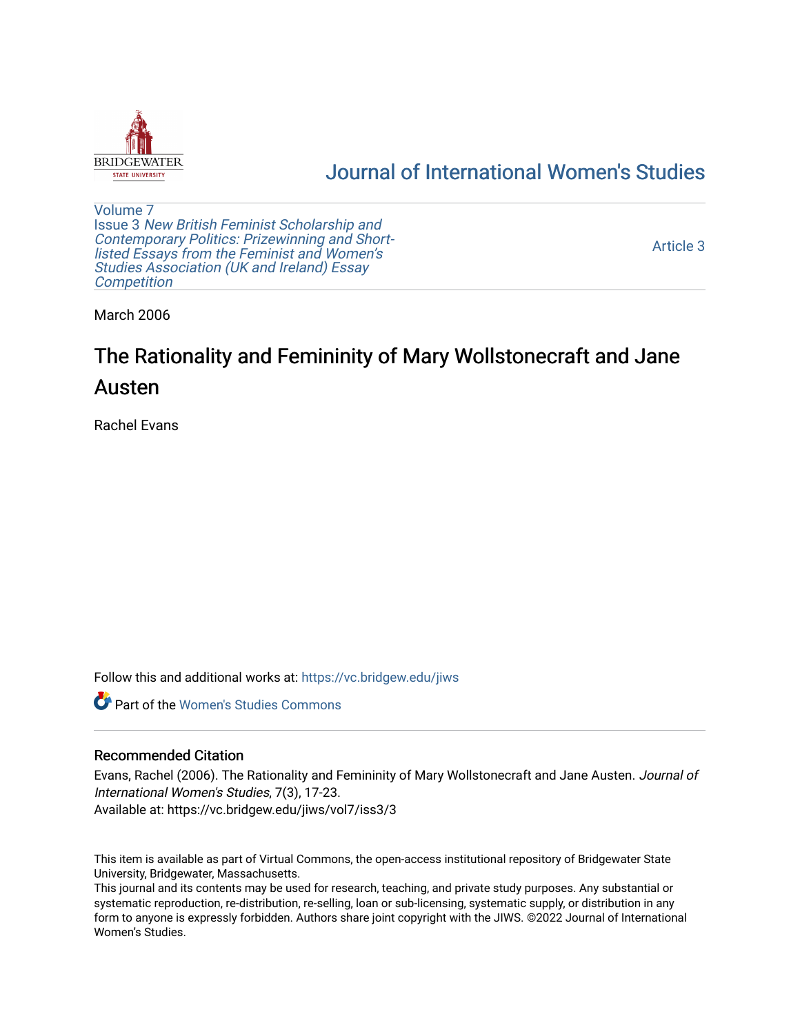# Journal of International Women's Studies

Volume 7
Issue 3 *New British Feminist Scholarship and Contemporary Politics: Prizewinning and Short-listed Essays from the Feminist and Women's Studies Association (UK and Ireland) Essay Competition*

Article 3

March 2006

## The Rationality and Femininity of Mary Wollstonecraft and Jane Austen

Rachel Evans

Follow this and additional works at: https://vc.bridgew.edu/jiws

Part of the Women's Studies Commons

### Recommended Citation

Evans, Rachel (2006). The Rationality and Femininity of Mary Wollstonecraft and Jane Austen. *Journal of International Women's Studies*, 7(3), 17-23.
Available at: https://vc.bridgew.edu/jiws/vol7/iss3/3

This item is available as part of Virtual Commons, the open-access institutional repository of Bridgewater State University, Bridgewater, Massachusetts.
This journal and its contents may be used for research, teaching, and private study purposes. Any substantial or systematic reproduction, re-distribution, re-selling, loan or sub-licensing, systematic supply, or distribution in any form to anyone is expressly forbidden. Authors share joint copyright with the JIWS. ©2022 Journal of International Women's Studies.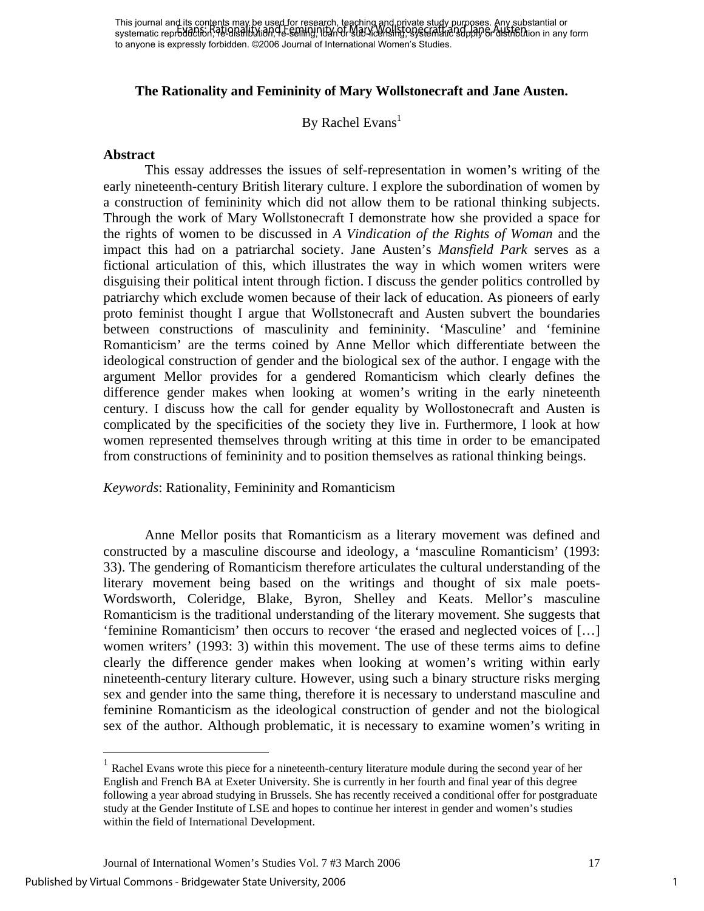# The Rationality and Femininity of Mary Wollstonecraft and Jane Austen.

By Rachel Evans[1]

**Abstract**

This essay addresses the issues of self-representation in women's writing of the early nineteenth-century British literary culture. I explore the subordination of women by a construction of femininity which did not allow them to be rational thinking subjects. Through the work of Mary Wollstonecraft I demonstrate how she provided a space for the rights of women to be discussed in *A Vindication of the Rights of Woman* and the impact this had on a patriarchal society. Jane Austen's *Mansfield Park* serves as a fictional articulation of this, which illustrates the way in which women writers were disguising their political intent through fiction. I discuss the gender politics controlled by patriarchy which exclude women because of their lack of education. As pioneers of early proto feminist thought I argue that Wollstonecraft and Austen subvert the boundaries between constructions of masculinity and femininity. 'Masculine' and 'feminine Romanticism' are the terms coined by Anne Mellor which differentiate between the ideological construction of gender and the biological sex of the author. I engage with the argument Mellor provides for a gendered Romanticism which clearly defines the difference gender makes when looking at women's writing in the early nineteenth century. I discuss how the call for gender equality by Wollostonecraft and Austen is complicated by the specificities of the society they live in. Furthermore, I look at how women represented themselves through writing at this time in order to be emancipated from constructions of femininity and to position themselves as rational thinking beings.

*Keywords*: Rationality, Femininity and Romanticism

Anne Mellor posits that Romanticism as a literary movement was defined and constructed by a masculine discourse and ideology, a 'masculine Romanticism' (1993: 33). The gendering of Romanticism therefore articulates the cultural understanding of the literary movement being based on the writings and thought of six male poets- Wordsworth, Coleridge, Blake, Byron, Shelley and Keats. Mellor's masculine Romanticism is the traditional understanding of the literary movement. She suggests that 'feminine Romanticism' then occurs to recover 'the erased and neglected voices of […] women writers' (1993: 3) within this movement. The use of these terms aims to define clearly the difference gender makes when looking at women's writing within early nineteenth-century literary culture. However, using such a binary structure risks merging sex and gender into the same thing, therefore it is necessary to understand masculine and feminine Romanticism as the ideological construction of gender and not the biological sex of the author. Although problematic, it is necessary to examine women's writing in

[1] Rachel Evans wrote this piece for a nineteenth-century literature module during the second year of her English and French BA at Exeter University. She is currently in her fourth and final year of this degree following a year abroad studying in Brussels. She has recently received a conditional offer for postgraduate study at the Gender Institute of LSE and hopes to continue her interest in gender and women's studies within the field of International Development.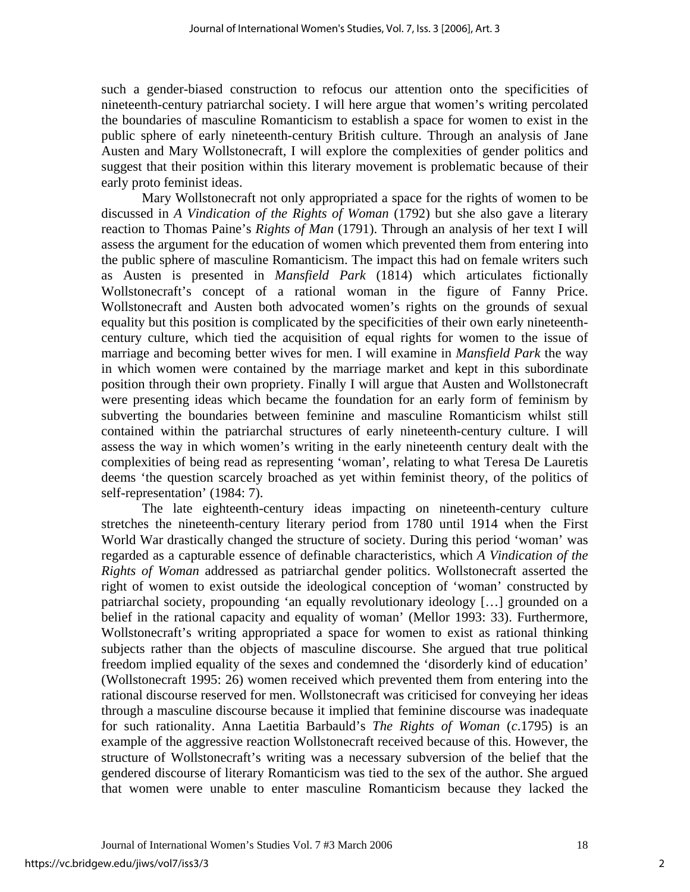such a gender-biased construction to refocus our attention onto the specificities of nineteenth-century patriarchal society. I will here argue that women's writing percolated the boundaries of masculine Romanticism to establish a space for women to exist in the public sphere of early nineteenth-century British culture. Through an analysis of Jane Austen and Mary Wollstonecraft, I will explore the complexities of gender politics and suggest that their position within this literary movement is problematic because of their early proto feminist ideas.

Mary Wollstonecraft not only appropriated a space for the rights of women to be discussed in *A Vindication of the Rights of Woman* (1792) but she also gave a literary reaction to Thomas Paine's *Rights of Man* (1791). Through an analysis of her text I will assess the argument for the education of women which prevented them from entering into the public sphere of masculine Romanticism. The impact this had on female writers such as Austen is presented in *Mansfield Park* (1814) which articulates fictionally Wollstonecraft's concept of a rational woman in the figure of Fanny Price. Wollstonecraft and Austen both advocated women's rights on the grounds of sexual equality but this position is complicated by the specificities of their own early nineteenth-century culture, which tied the acquisition of equal rights for women to the issue of marriage and becoming better wives for men. I will examine in *Mansfield Park* the way in which women were contained by the marriage market and kept in this subordinate position through their own propriety. Finally I will argue that Austen and Wollstonecraft were presenting ideas which became the foundation for an early form of feminism by subverting the boundaries between feminine and masculine Romanticism whilst still contained within the patriarchal structures of early nineteenth-century culture. I will assess the way in which women's writing in the early nineteenth century dealt with the complexities of being read as representing 'woman', relating to what Teresa De Lauretis deems 'the question scarcely broached as yet within feminist theory, of the politics of self-representation' (1984: 7).

The late eighteenth-century ideas impacting on nineteenth-century culture stretches the nineteenth-century literary period from 1780 until 1914 when the First World War drastically changed the structure of society. During this period 'woman' was regarded as a capturable essence of definable characteristics, which *A Vindication of the Rights of Woman* addressed as patriarchal gender politics. Wollstonecraft asserted the right of women to exist outside the ideological conception of 'woman' constructed by patriarchal society, propounding 'an equally revolutionary ideology […] grounded on a belief in the rational capacity and equality of woman' (Mellor 1993: 33). Furthermore, Wollstonecraft's writing appropriated a space for women to exist as rational thinking subjects rather than the objects of masculine discourse. She argued that true political freedom implied equality of the sexes and condemned the 'disorderly kind of education' (Wollstonecraft 1995: 26) women received which prevented them from entering into the rational discourse reserved for men. Wollstonecraft was criticised for conveying her ideas through a masculine discourse because it implied that feminine discourse was inadequate for such rationality. Anna Laetitia Barbauld's *The Rights of Woman* (*c*.1795) is an example of the aggressive reaction Wollstonecraft received because of this. However, the structure of Wollstonecraft's writing was a necessary subversion of the belief that the gendered discourse of literary Romanticism was tied to the sex of the author. She argued that women were unable to enter masculine Romanticism because they lacked the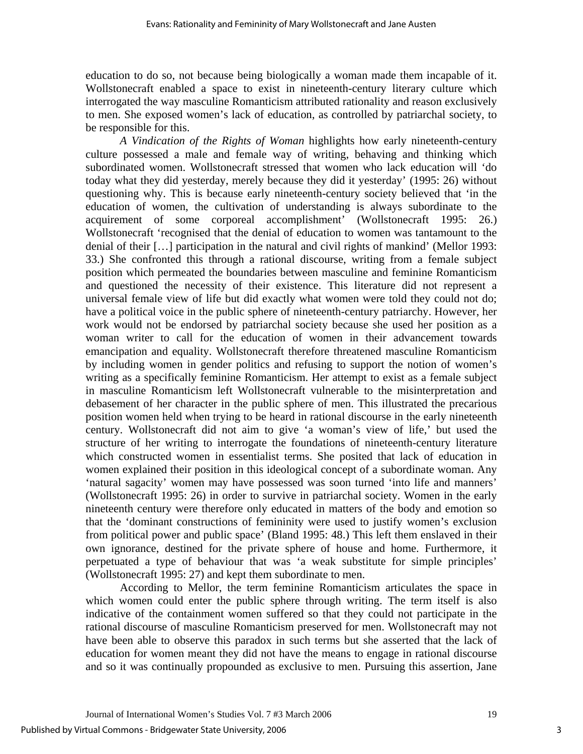education to do so, not because being biologically a woman made them incapable of it. Wollstonecraft enabled a space to exist in nineteenth-century literary culture which interrogated the way masculine Romanticism attributed rationality and reason exclusively to men. She exposed women's lack of education, as controlled by patriarchal society, to be responsible for this.

*A Vindication of the Rights of Woman* highlights how early nineteenth-century culture possessed a male and female way of writing, behaving and thinking which subordinated women. Wollstonecraft stressed that women who lack education will 'do today what they did yesterday, merely because they did it yesterday' (1995: 26) without questioning why. This is because early nineteenth-century society believed that 'in the education of women, the cultivation of understanding is always subordinate to the acquirement of some corporeal accomplishment' (Wollstonecraft 1995: 26.) Wollstonecraft 'recognised that the denial of education to women was tantamount to the denial of their […] participation in the natural and civil rights of mankind' (Mellor 1993: 33.) She confronted this through a rational discourse, writing from a female subject position which permeated the boundaries between masculine and feminine Romanticism and questioned the necessity of their existence. This literature did not represent a universal female view of life but did exactly what women were told they could not do; have a political voice in the public sphere of nineteenth-century patriarchy. However, her work would not be endorsed by patriarchal society because she used her position as a woman writer to call for the education of women in their advancement towards emancipation and equality. Wollstonecraft therefore threatened masculine Romanticism by including women in gender politics and refusing to support the notion of women's writing as a specifically feminine Romanticism. Her attempt to exist as a female subject in masculine Romanticism left Wollstonecraft vulnerable to the misinterpretation and debasement of her character in the public sphere of men. This illustrated the precarious position women held when trying to be heard in rational discourse in the early nineteenth century. Wollstonecraft did not aim to give 'a woman's view of life,' but used the structure of her writing to interrogate the foundations of nineteenth-century literature which constructed women in essentialist terms. She posited that lack of education in women explained their position in this ideological concept of a subordinate woman. Any 'natural sagacity' women may have possessed was soon turned 'into life and manners' (Wollstonecraft 1995: 26) in order to survive in patriarchal society. Women in the early nineteenth century were therefore only educated in matters of the body and emotion so that the 'dominant constructions of femininity were used to justify women's exclusion from political power and public space' (Bland 1995: 48.) This left them enslaved in their own ignorance, destined for the private sphere of house and home. Furthermore, it perpetuated a type of behaviour that was 'a weak substitute for simple principles' (Wollstonecraft 1995: 27) and kept them subordinate to men.

According to Mellor, the term feminine Romanticism articulates the space in which women could enter the public sphere through writing. The term itself is also indicative of the containment women suffered so that they could not participate in the rational discourse of masculine Romanticism preserved for men. Wollstonecraft may not have been able to observe this paradox in such terms but she asserted that the lack of education for women meant they did not have the means to engage in rational discourse and so it was continually propounded as exclusive to men. Pursuing this assertion, Jane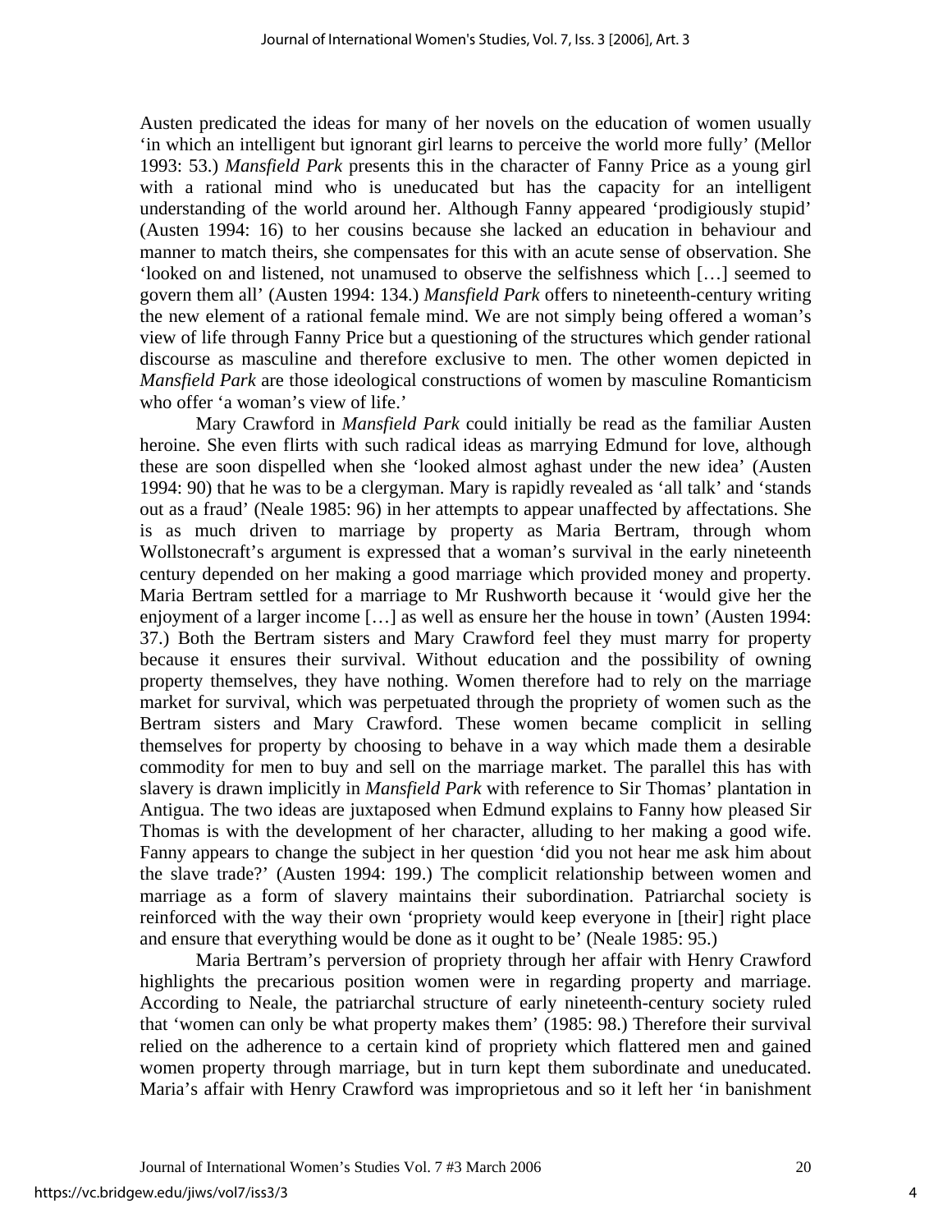Austen predicated the ideas for many of her novels on the education of women usually 'in which an intelligent but ignorant girl learns to perceive the world more fully' (Mellor 1993: 53.) *Mansfield Park* presents this in the character of Fanny Price as a young girl with a rational mind who is uneducated but has the capacity for an intelligent understanding of the world around her. Although Fanny appeared 'prodigiously stupid' (Austen 1994: 16) to her cousins because she lacked an education in behaviour and manner to match theirs, she compensates for this with an acute sense of observation. She 'looked on and listened, not unamused to observe the selfishness which […] seemed to govern them all' (Austen 1994: 134.) *Mansfield Park* offers to nineteenth-century writing the new element of a rational female mind. We are not simply being offered a woman's view of life through Fanny Price but a questioning of the structures which gender rational discourse as masculine and therefore exclusive to men. The other women depicted in *Mansfield Park* are those ideological constructions of women by masculine Romanticism who offer 'a woman's view of life.'

Mary Crawford in *Mansfield Park* could initially be read as the familiar Austen heroine. She even flirts with such radical ideas as marrying Edmund for love, although these are soon dispelled when she 'looked almost aghast under the new idea' (Austen 1994: 90) that he was to be a clergyman. Mary is rapidly revealed as 'all talk' and 'stands out as a fraud' (Neale 1985: 96) in her attempts to appear unaffected by affectations. She is as much driven to marriage by property as Maria Bertram, through whom Wollstonecraft's argument is expressed that a woman's survival in the early nineteenth century depended on her making a good marriage which provided money and property. Maria Bertram settled for a marriage to Mr Rushworth because it 'would give her the enjoyment of a larger income […] as well as ensure her the house in town' (Austen 1994: 37.) Both the Bertram sisters and Mary Crawford feel they must marry for property because it ensures their survival. Without education and the possibility of owning property themselves, they have nothing. Women therefore had to rely on the marriage market for survival, which was perpetuated through the propriety of women such as the Bertram sisters and Mary Crawford. These women became complicit in selling themselves for property by choosing to behave in a way which made them a desirable commodity for men to buy and sell on the marriage market. The parallel this has with slavery is drawn implicitly in *Mansfield Park* with reference to Sir Thomas' plantation in Antigua. The two ideas are juxtaposed when Edmund explains to Fanny how pleased Sir Thomas is with the development of her character, alluding to her making a good wife. Fanny appears to change the subject in her question 'did you not hear me ask him about the slave trade?' (Austen 1994: 199.) The complicit relationship between women and marriage as a form of slavery maintains their subordination. Patriarchal society is reinforced with the way their own 'propriety would keep everyone in [their] right place and ensure that everything would be done as it ought to be' (Neale 1985: 95.)

Maria Bertram's perversion of propriety through her affair with Henry Crawford highlights the precarious position women were in regarding property and marriage. According to Neale, the patriarchal structure of early nineteenth-century society ruled that 'women can only be what property makes them' (1985: 98.) Therefore their survival relied on the adherence to a certain kind of propriety which flattered men and gained women property through marriage, but in turn kept them subordinate and uneducated. Maria's affair with Henry Crawford was improprietous and so it left her 'in banishment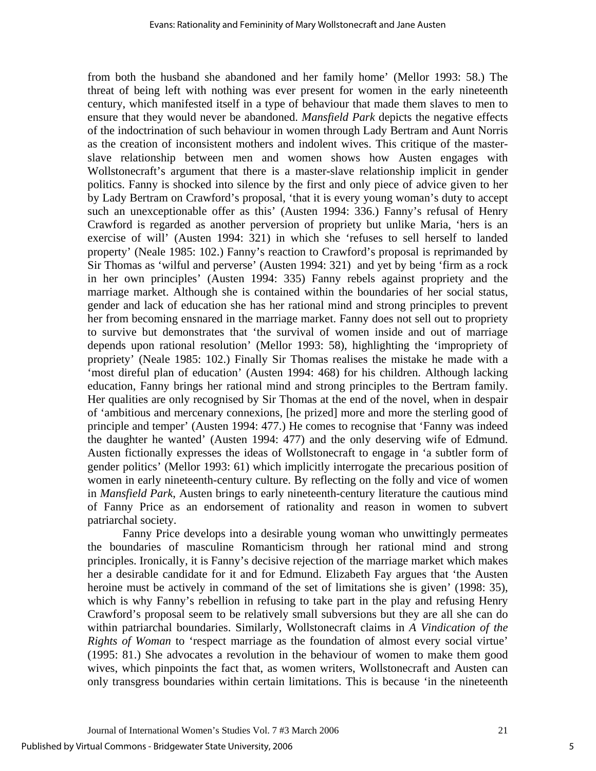from both the husband she abandoned and her family home' (Mellor 1993: 58.) The threat of being left with nothing was ever present for women in the early nineteenth century, which manifested itself in a type of behaviour that made them slaves to men to ensure that they would never be abandoned. *Mansfield Park* depicts the negative effects of the indoctrination of such behaviour in women through Lady Bertram and Aunt Norris as the creation of inconsistent mothers and indolent wives. This critique of the master-slave relationship between men and women shows how Austen engages with Wollstonecraft's argument that there is a master-slave relationship implicit in gender politics. Fanny is shocked into silence by the first and only piece of advice given to her by Lady Bertram on Crawford's proposal, 'that it is every young woman's duty to accept such an unexceptionable offer as this' (Austen 1994: 336.) Fanny's refusal of Henry Crawford is regarded as another perversion of propriety but unlike Maria, 'hers is an exercise of will' (Austen 1994: 321) in which she 'refuses to sell herself to landed property' (Neale 1985: 102.) Fanny's reaction to Crawford's proposal is reprimanded by Sir Thomas as 'wilful and perverse' (Austen 1994: 321) and yet by being 'firm as a rock in her own principles' (Austen 1994: 335) Fanny rebels against propriety and the marriage market. Although she is contained within the boundaries of her social status, gender and lack of education she has her rational mind and strong principles to prevent her from becoming ensnared in the marriage market. Fanny does not sell out to propriety to survive but demonstrates that 'the survival of women inside and out of marriage depends upon rational resolution' (Mellor 1993: 58), highlighting the 'impropriety of propriety' (Neale 1985: 102.) Finally Sir Thomas realises the mistake he made with a 'most direful plan of education' (Austen 1994: 468) for his children. Although lacking education, Fanny brings her rational mind and strong principles to the Bertram family. Her qualities are only recognised by Sir Thomas at the end of the novel, when in despair of 'ambitious and mercenary connexions, [he prized] more and more the sterling good of principle and temper' (Austen 1994: 477.) He comes to recognise that 'Fanny was indeed the daughter he wanted' (Austen 1994: 477) and the only deserving wife of Edmund. Austen fictionally expresses the ideas of Wollstonecraft to engage in 'a subtler form of gender politics' (Mellor 1993: 61) which implicitly interrogate the precarious position of women in early nineteenth-century culture. By reflecting on the folly and vice of women in *Mansfield Park*, Austen brings to early nineteenth-century literature the cautious mind of Fanny Price as an endorsement of rationality and reason in women to subvert patriarchal society.

Fanny Price develops into a desirable young woman who unwittingly permeates the boundaries of masculine Romanticism through her rational mind and strong principles. Ironically, it is Fanny's decisive rejection of the marriage market which makes her a desirable candidate for it and for Edmund. Elizabeth Fay argues that 'the Austen heroine must be actively in command of the set of limitations she is given' (1998: 35), which is why Fanny's rebellion in refusing to take part in the play and refusing Henry Crawford's proposal seem to be relatively small subversions but they are all she can do within patriarchal boundaries. Similarly, Wollstonecraft claims in *A Vindication of the Rights of Woman* to 'respect marriage as the foundation of almost every social virtue' (1995: 81.) She advocates a revolution in the behaviour of women to make them good wives, which pinpoints the fact that, as women writers, Wollstonecraft and Austen can only transgress boundaries within certain limitations. This is because 'in the nineteenth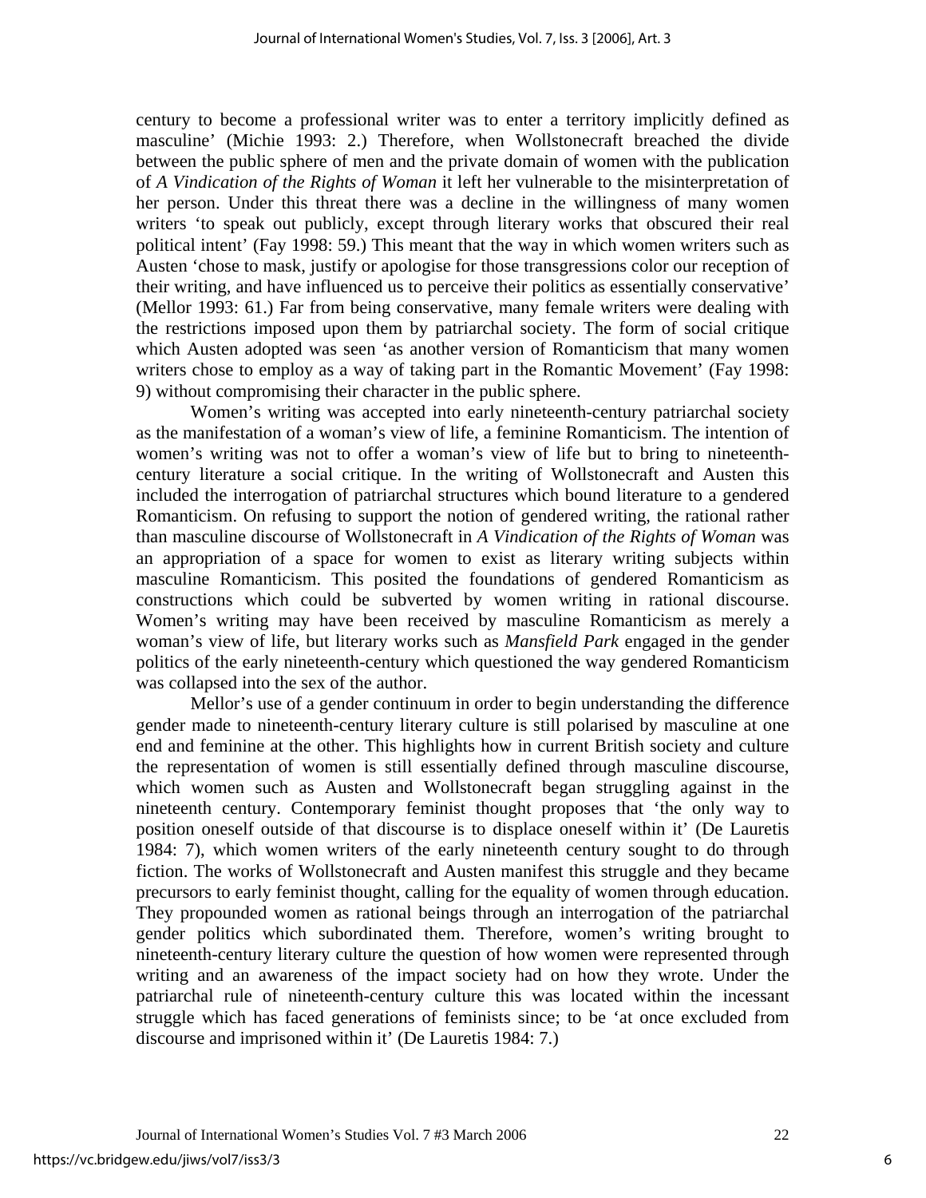century to become a professional writer was to enter a territory implicitly defined as masculine' (Michie 1993: 2.) Therefore, when Wollstonecraft breached the divide between the public sphere of men and the private domain of women with the publication of *A Vindication of the Rights of Woman* it left her vulnerable to the misinterpretation of her person. Under this threat there was a decline in the willingness of many women writers 'to speak out publicly, except through literary works that obscured their real political intent' (Fay 1998: 59.) This meant that the way in which women writers such as Austen 'chose to mask, justify or apologise for those transgressions color our reception of their writing, and have influenced us to perceive their politics as essentially conservative' (Mellor 1993: 61.) Far from being conservative, many female writers were dealing with the restrictions imposed upon them by patriarchal society. The form of social critique which Austen adopted was seen 'as another version of Romanticism that many women writers chose to employ as a way of taking part in the Romantic Movement' (Fay 1998: 9) without compromising their character in the public sphere.

Women's writing was accepted into early nineteenth-century patriarchal society as the manifestation of a woman's view of life, a feminine Romanticism. The intention of women's writing was not to offer a woman's view of life but to bring to nineteenth-century literature a social critique. In the writing of Wollstonecraft and Austen this included the interrogation of patriarchal structures which bound literature to a gendered Romanticism. On refusing to support the notion of gendered writing, the rational rather than masculine discourse of Wollstonecraft in *A Vindication of the Rights of Woman* was an appropriation of a space for women to exist as literary writing subjects within masculine Romanticism. This posited the foundations of gendered Romanticism as constructions which could be subverted by women writing in rational discourse. Women's writing may have been received by masculine Romanticism as merely a woman's view of life, but literary works such as *Mansfield Park* engaged in the gender politics of the early nineteenth-century which questioned the way gendered Romanticism was collapsed into the sex of the author.

Mellor's use of a gender continuum in order to begin understanding the difference gender made to nineteenth-century literary culture is still polarised by masculine at one end and feminine at the other. This highlights how in current British society and culture the representation of women is still essentially defined through masculine discourse, which women such as Austen and Wollstonecraft began struggling against in the nineteenth century. Contemporary feminist thought proposes that 'the only way to position oneself outside of that discourse is to displace oneself within it' (De Lauretis 1984: 7), which women writers of the early nineteenth century sought to do through fiction. The works of Wollstonecraft and Austen manifest this struggle and they became precursors to early feminist thought, calling for the equality of women through education. They propounded women as rational beings through an interrogation of the patriarchal gender politics which subordinated them. Therefore, women's writing brought to nineteenth-century literary culture the question of how women were represented through writing and an awareness of the impact society had on how they wrote. Under the patriarchal rule of nineteenth-century culture this was located within the incessant struggle which has faced generations of feminists since; to be 'at once excluded from discourse and imprisoned within it' (De Lauretis 1984: 7.)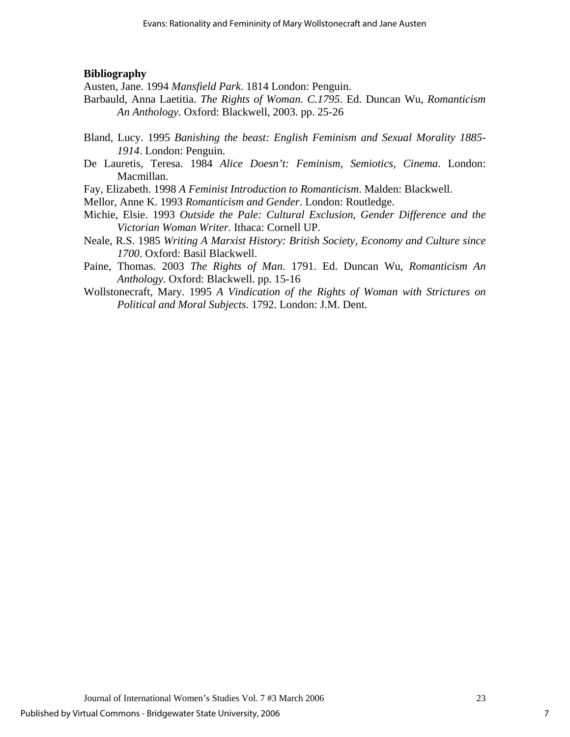**Bibliography**

Austen, Jane. 1994 *Mansfield Park*. 1814 London: Penguin.

Barbauld, Anna Laetitia. *The Rights of Woman. C.1795*. Ed. Duncan Wu, *Romanticism An Anthology*. Oxford: Blackwell, 2003. pp. 25-26

Bland, Lucy. 1995 *Banishing the beast: English Feminism and Sexual Morality 1885-1914*. London: Penguin.

De Lauretis, Teresa. 1984 *Alice Doesn't: Feminism, Semiotics, Cinema*. London: Macmillan.

Fay, Elizabeth. 1998 *A Feminist Introduction to Romanticism*. Malden: Blackwell.

Mellor, Anne K. 1993 *Romanticism and Gender*. London: Routledge.

Michie, Elsie. 1993 *Outside the Pale: Cultural Exclusion, Gender Difference and the Victorian Woman Writer*. Ithaca: Cornell UP.

Neale, R.S. 1985 *Writing A Marxist History: British Society, Economy and Culture since 1700*. Oxford: Basil Blackwell.

Paine, Thomas. 2003 *The Rights of Man*. 1791. Ed. Duncan Wu, *Romanticism An Anthology*. Oxford: Blackwell. pp. 15-16

Wollstonecraft, Mary. 1995 *A Vindication of the Rights of Woman with Strictures on Political and Moral Subjects*. 1792. London: J.M. Dent.